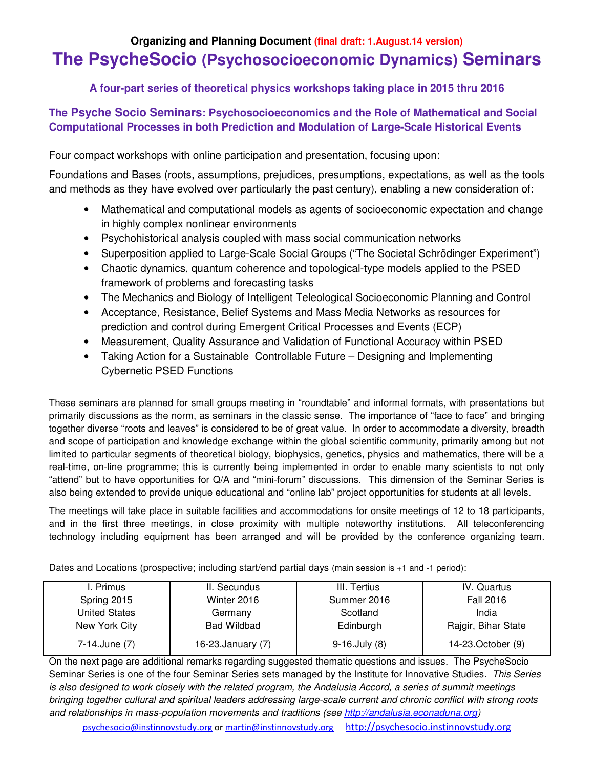**Organizing and Planning Document** **(final draft: 1.August.14 version)**

# The PsycheSocio (Psychosocioeconomic Dynamics) Seminars

### A four-part series of theoretical physics workshops taking place in 2015 thru 2016

### The Psyche Socio Seminars: Psychosocioeconomics and the Role of Mathematical and Social Computational Processes in both Prediction and Modulation of Large-Scale Historical Events

Four compact workshops with online participation and presentation, focusing upon:

Foundations and Bases (roots, assumptions, prejudices, presumptions, expectations, as well as the tools and methods as they have evolved over particularly the past century), enabling a new consideration of:

- Mathematical and computational models as agents of socioeconomic expectation and change in highly complex nonlinear environments
- Psychohistorical analysis coupled with mass social communication networks
- Superposition applied to Large-Scale Social Groups ("The Societal Schrödinger Experiment")
- Chaotic dynamics, quantum coherence and topological-type models applied to the PSED framework of problems and forecasting tasks
- The Mechanics and Biology of Intelligent Teleological Socioeconomic Planning and Control
- Acceptance, Resistance, Belief Systems and Mass Media Networks as resources for prediction and control during Emergent Critical Processes and Events (ECP)
- Measurement, Quality Assurance and Validation of Functional Accuracy within PSED
- Taking Action for a Sustainable Controllable Future – Designing and Implementing Cybernetic PSED Functions

These seminars are planned for small groups meeting in "roundtable" and informal formats, with presentations but primarily discussions as the norm, as seminars in the classic sense. The importance of "face to face" and bringing together diverse "roots and leaves" is considered to be of great value. In order to accommodate a diversity, breadth and scope of participation and knowledge exchange within the global scientific community, primarily among but not limited to particular segments of theoretical biology, biophysics, genetics, physics and mathematics, there will be a real-time, on-line programme; this is currently being implemented in order to enable many scientists to not only "attend" but to have opportunities for Q/A and "mini-forum" discussions. This dimension of the Seminar Series is also being extended to provide unique educational and "online lab" project opportunities for students at all levels.

The meetings will take place in suitable facilities and accommodations for onsite meetings of 12 to 18 participants, and in the first three meetings, in close proximity with multiple noteworthy institutions. All teleconferencing technology including equipment has been arranged and will be provided by the conference organizing team.

Dates and Locations (prospective; including start/end partial days (main session is +1 and -1 period):

| I. Primus | II. Secundus | III. Tertius | IV. Quartus |
|---|---|---|---|
| Spring 2015 | Winter 2016 | Summer 2016 | Fall 2016 |
| United States | Germany | Scotland | India |
| New York City | Bad Wildbad | Edinburgh | Rajgir, Bihar State |
| 7-14.June (7) | 16-23.January (7) | 9-16.July (8) | 14-23.October (9) |

On the next page are additional remarks regarding suggested thematic questions and issues. The PsycheSocio Seminar Series is one of the four Seminar Series sets managed by the Institute for Innovative Studies. *This Series is also designed to work closely with the related program, the Andalusia Accord, a series of summit meetings bringing together cultural and spiritual leaders addressing large-scale current and chronic conflict with strong roots and relationships in mass-population movements and traditions (see http://andalusia.econaduna.org)*

psychesocio@instinnovstudy.org or martin@instinnovstudy.org http://psychesocio.instinnovstudy.org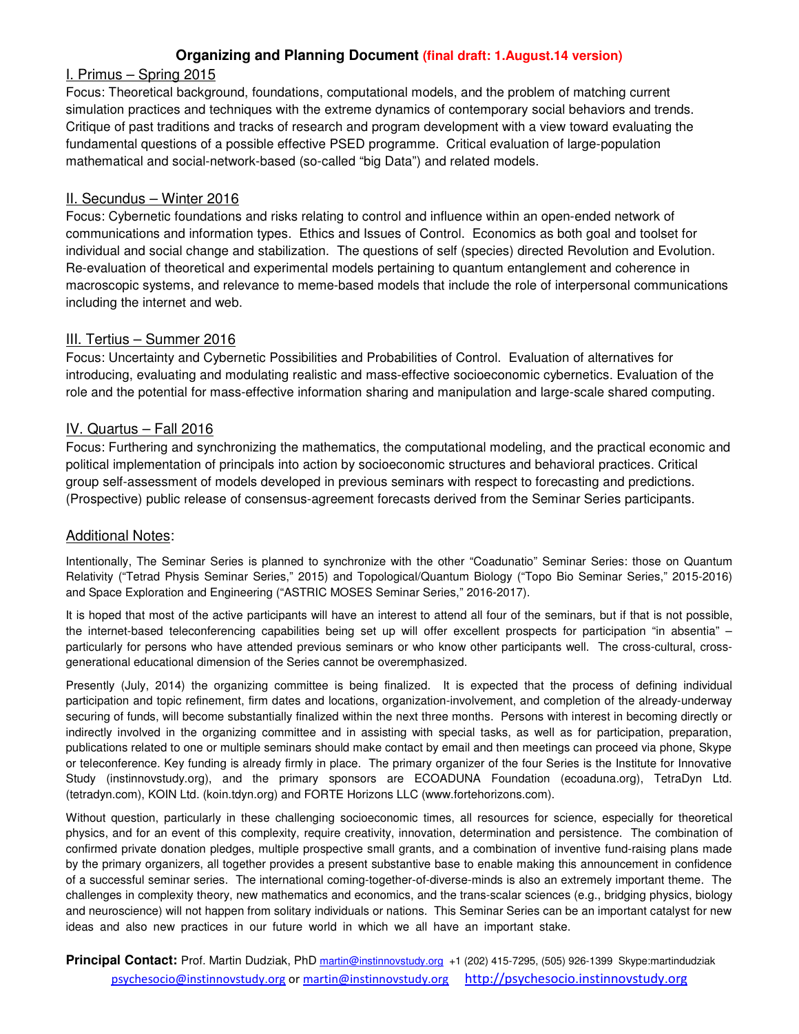## Organizing and Planning Document **(final draft: 1.August.14 version)**

### I. Primus – Spring 2015

Focus: Theoretical background, foundations, computational models, and the problem of matching current simulation practices and techniques with the extreme dynamics of contemporary social behaviors and trends. Critique of past traditions and tracks of research and program development with a view toward evaluating the fundamental questions of a possible effective PSED programme. Critical evaluation of large-population mathematical and social-network-based (so-called "big Data") and related models.

### II. Secundus – Winter 2016

Focus: Cybernetic foundations and risks relating to control and influence within an open-ended network of communications and information types. Ethics and Issues of Control. Economics as both goal and toolset for individual and social change and stabilization. The questions of self (species) directed Revolution and Evolution. Re-evaluation of theoretical and experimental models pertaining to quantum entanglement and coherence in macroscopic systems, and relevance to meme-based models that include the role of interpersonal communications including the internet and web.

### III. Tertius – Summer 2016

Focus: Uncertainty and Cybernetic Possibilities and Probabilities of Control. Evaluation of alternatives for introducing, evaluating and modulating realistic and mass-effective socioeconomic cybernetics. Evaluation of the role and the potential for mass-effective information sharing and manipulation and large-scale shared computing.

### IV. Quartus – Fall 2016

Focus: Furthering and synchronizing the mathematics, the computational modeling, and the practical economic and political implementation of principals into action by socioeconomic structures and behavioral practices. Critical group self-assessment of models developed in previous seminars with respect to forecasting and predictions. (Prospective) public release of consensus-agreement forecasts derived from the Seminar Series participants.

### Additional Notes:

Intentionally, The Seminar Series is planned to synchronize with the other "Coadunatio" Seminar Series: those on Quantum Relativity ("Tetrad Physis Seminar Series," 2015) and Topological/Quantum Biology ("Topo Bio Seminar Series," 2015-2016) and Space Exploration and Engineering ("ASTRIC MOSES Seminar Series," 2016-2017).

It is hoped that most of the active participants will have an interest to attend all four of the seminars, but if that is not possible, the internet-based teleconferencing capabilities being set up will offer excellent prospects for participation "in absentia" – particularly for persons who have attended previous seminars or who know other participants well. The cross-cultural, cross-generational educational dimension of the Series cannot be overemphasized.

Presently (July, 2014) the organizing committee is being finalized. It is expected that the process of defining individual participation and topic refinement, firm dates and locations, organization-involvement, and completion of the already-underway securing of funds, will become substantially finalized within the next three months. Persons with interest in becoming directly or indirectly involved in the organizing committee and in assisting with special tasks, as well as for participation, preparation, publications related to one or multiple seminars should make contact by email and then meetings can proceed via phone, Skype or teleconference. Key funding is already firmly in place. The primary organizer of the four Series is the Institute for Innovative Study (instinnovstudy.org), and the primary sponsors are ECOADUNA Foundation (ecoaduna.org), TetraDyn Ltd. (tetradyn.com), KOIN Ltd. (koin.tdyn.org) and FORTE Horizons LLC (www.fortehorizons.com).

Without question, particularly in these challenging socioeconomic times, all resources for science, especially for theoretical physics, and for an event of this complexity, require creativity, innovation, determination and persistence. The combination of confirmed private donation pledges, multiple prospective small grants, and a combination of inventive fund-raising plans made by the primary organizers, all together provides a present substantive base to enable making this announcement in confidence of a successful seminar series. The international coming-together-of-diverse-minds is also an extremely important theme. The challenges in complexity theory, new mathematics and economics, and the trans-scalar sciences (e.g., bridging physics, biology and neuroscience) will not happen from solitary individuals or nations. This Seminar Series can be an important catalyst for new ideas and also new practices in our future world in which we all have an important stake.

**Principal Contact:** Prof. Martin Dudziak, PhD martin@instinnovstudy.org +1 (202) 415-7295, (505) 926-1399 Skype:martindudziak
psychesocio@instinnovstudy.org or martin@instinnovstudy.org http://psychesocio.instinnovstudy.org